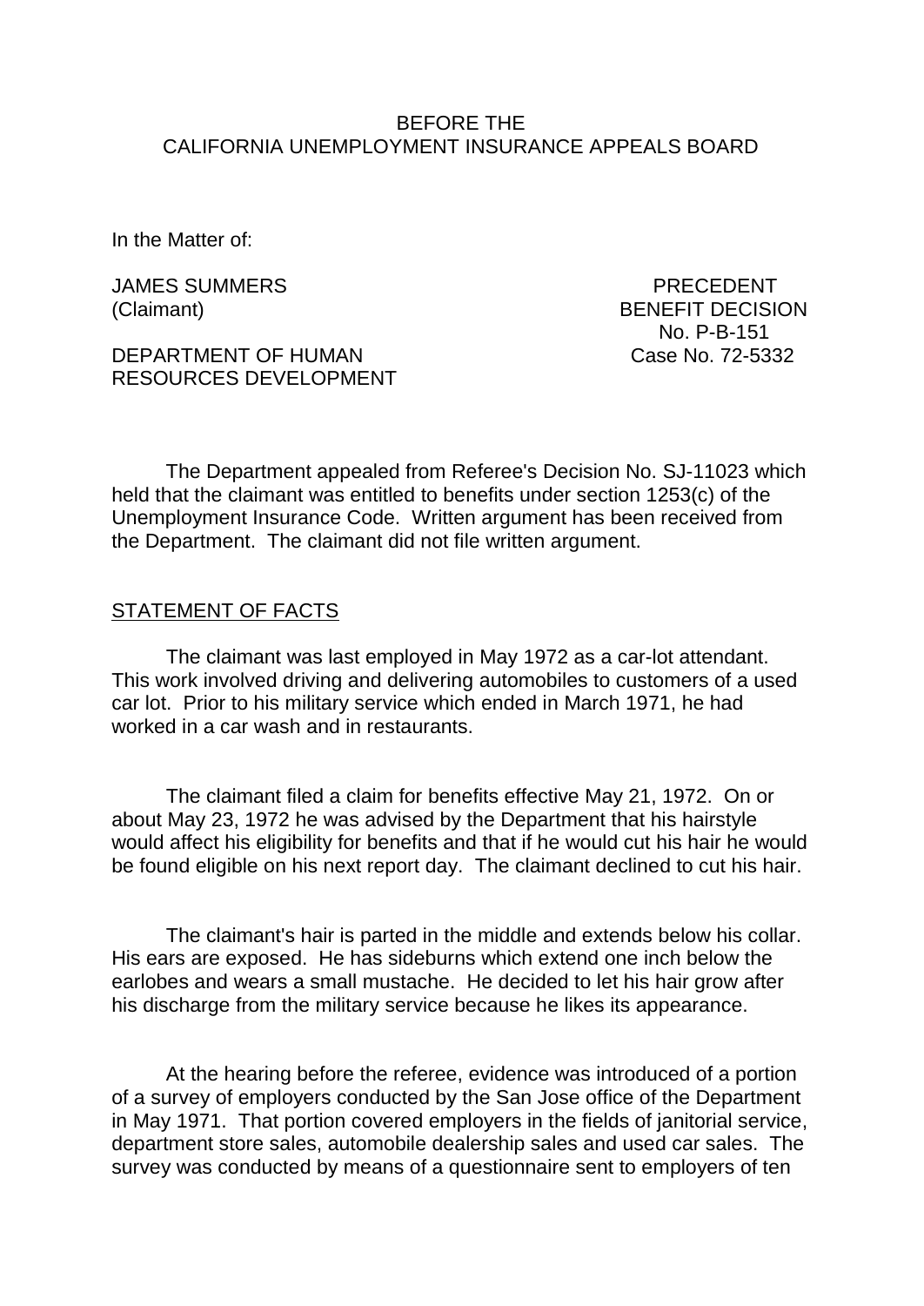BEFORE THE
CALIFORNIA UNEMPLOYMENT INSURANCE APPEALS BOARD

In the Matter of:

JAMES SUMMERS
(Claimant)

PRECEDENT
BENEFIT DECISION
No. P-B-151
Case No. 72-5332

DEPARTMENT OF HUMAN
RESOURCES DEVELOPMENT

The Department appealed from Referee's Decision No. SJ-11023 which held that the claimant was entitled to benefits under section 1253(c) of the Unemployment Insurance Code. Written argument has been received from the Department. The claimant did not file written argument.

## STATEMENT OF FACTS

The claimant was last employed in May 1972 as a car-lot attendant. This work involved driving and delivering automobiles to customers of a used car lot. Prior to his military service which ended in March 1971, he had worked in a car wash and in restaurants.

The claimant filed a claim for benefits effective May 21, 1972. On or about May 23, 1972 he was advised by the Department that his hairstyle would affect his eligibility for benefits and that if he would cut his hair he would be found eligible on his next report day. The claimant declined to cut his hair.

The claimant's hair is parted in the middle and extends below his collar. His ears are exposed. He has sideburns which extend one inch below the earlobes and wears a small mustache. He decided to let his hair grow after his discharge from the military service because he likes its appearance.

At the hearing before the referee, evidence was introduced of a portion of a survey of employers conducted by the San Jose office of the Department in May 1971. That portion covered employers in the fields of janitorial service, department store sales, automobile dealership sales and used car sales. The survey was conducted by means of a questionnaire sent to employers of ten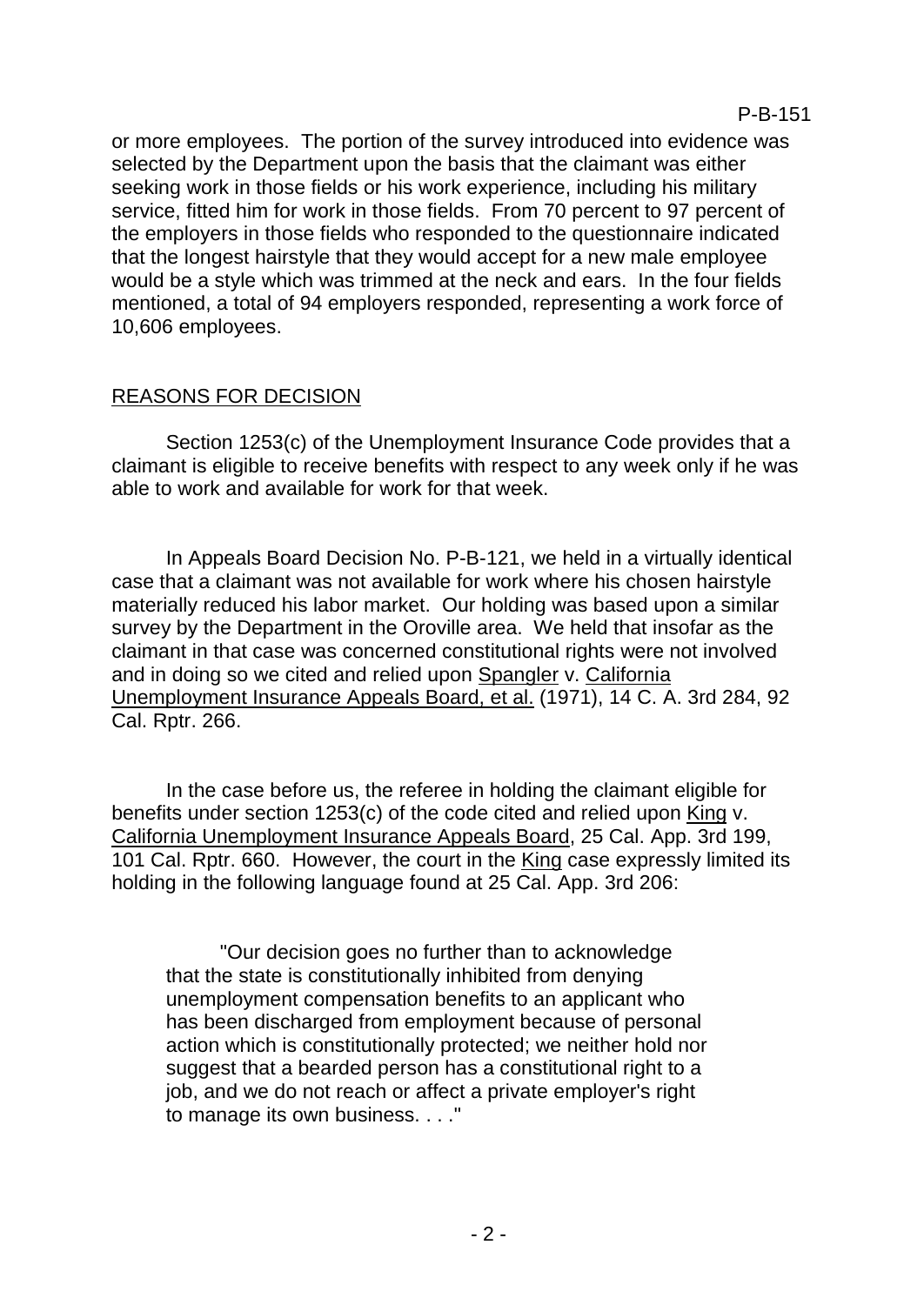or more employees. The portion of the survey introduced into evidence was selected by the Department upon the basis that the claimant was either seeking work in those fields or his work experience, including his military service, fitted him for work in those fields. From 70 percent to 97 percent of the employers in those fields who responded to the questionnaire indicated that the longest hairstyle that they would accept for a new male employee would be a style which was trimmed at the neck and ears. In the four fields mentioned, a total of 94 employers responded, representing a work force of 10,606 employees.

## REASONS FOR DECISION

Section 1253(c) of the Unemployment Insurance Code provides that a claimant is eligible to receive benefits with respect to any week only if he was able to work and available for work for that week.

In Appeals Board Decision No. P-B-121, we held in a virtually identical case that a claimant was not available for work where his chosen hairstyle materially reduced his labor market. Our holding was based upon a similar survey by the Department in the Oroville area. We held that insofar as the claimant in that case was concerned constitutional rights were not involved and in doing so we cited and relied upon Spangler v. California Unemployment Insurance Appeals Board, et al. (1971), 14 C. A. 3rd 284, 92 Cal. Rptr. 266.

In the case before us, the referee in holding the claimant eligible for benefits under section 1253(c) of the code cited and relied upon King v. California Unemployment Insurance Appeals Board, 25 Cal. App. 3rd 199, 101 Cal. Rptr. 660. However, the court in the King case expressly limited its holding in the following language found at 25 Cal. App. 3rd 206:

> "Our decision goes no further than to acknowledge that the state is constitutionally inhibited from denying unemployment compensation benefits to an applicant who has been discharged from employment because of personal action which is constitutionally protected; we neither hold nor suggest that a bearded person has a constitutional right to a job, and we do not reach or affect a private employer's right to manage its own business. . . ."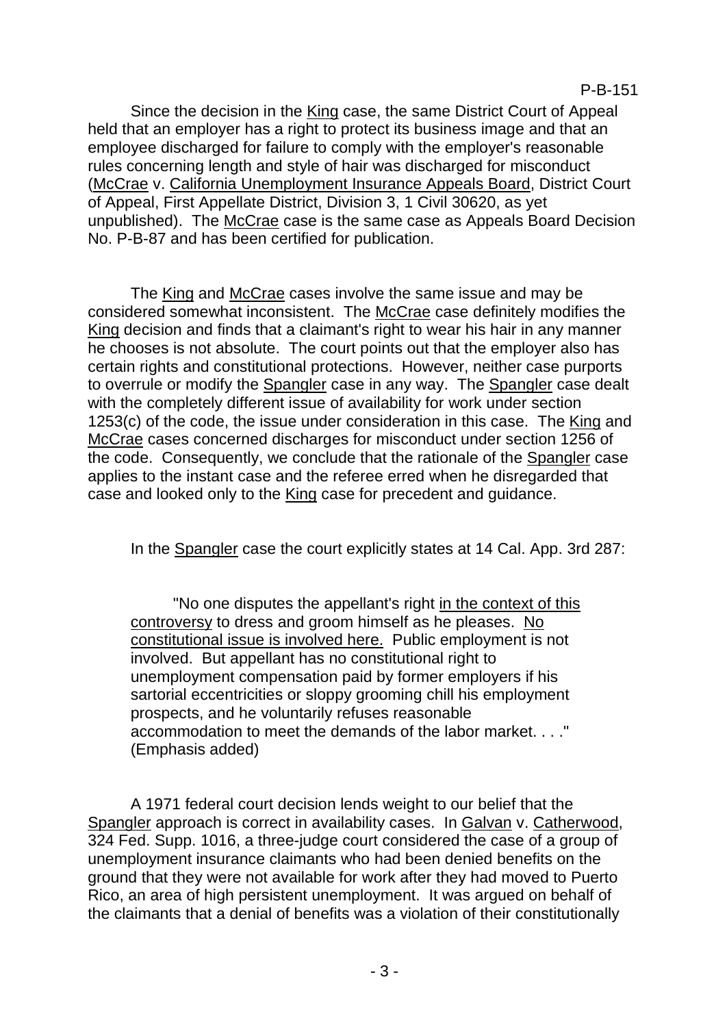Since the decision in the King case, the same District Court of Appeal held that an employer has a right to protect its business image and that an employee discharged for failure to comply with the employer's reasonable rules concerning length and style of hair was discharged for misconduct (McCrae v. California Unemployment Insurance Appeals Board, District Court of Appeal, First Appellate District, Division 3, 1 Civil 30620, as yet unpublished). The McCrae case is the same case as Appeals Board Decision No. P-B-87 and has been certified for publication.

The King and McCrae cases involve the same issue and may be considered somewhat inconsistent. The McCrae case definitely modifies the King decision and finds that a claimant's right to wear his hair in any manner he chooses is not absolute. The court points out that the employer also has certain rights and constitutional protections. However, neither case purports to overrule or modify the Spangler case in any way. The Spangler case dealt with the completely different issue of availability for work under section 1253(c) of the code, the issue under consideration in this case. The King and McCrae cases concerned discharges for misconduct under section 1256 of the code. Consequently, we conclude that the rationale of the Spangler case applies to the instant case and the referee erred when he disregarded that case and looked only to the King case for precedent and guidance.

In the Spangler case the court explicitly states at 14 Cal. App. 3rd 287:

> "No one disputes the appellant's right in the context of this controversy to dress and groom himself as he pleases. No constitutional issue is involved here. Public employment is not involved. But appellant has no constitutional right to unemployment compensation paid by former employers if his sartorial eccentricities or sloppy grooming chill his employment prospects, and he voluntarily refuses reasonable accommodation to meet the demands of the labor market. . . ." (Emphasis added)

A 1971 federal court decision lends weight to our belief that the Spangler approach is correct in availability cases. In Galvan v. Catherwood, 324 Fed. Supp. 1016, a three-judge court considered the case of a group of unemployment insurance claimants who had been denied benefits on the ground that they were not available for work after they had moved to Puerto Rico, an area of high persistent unemployment. It was argued on behalf of the claimants that a denial of benefits was a violation of their constitutionally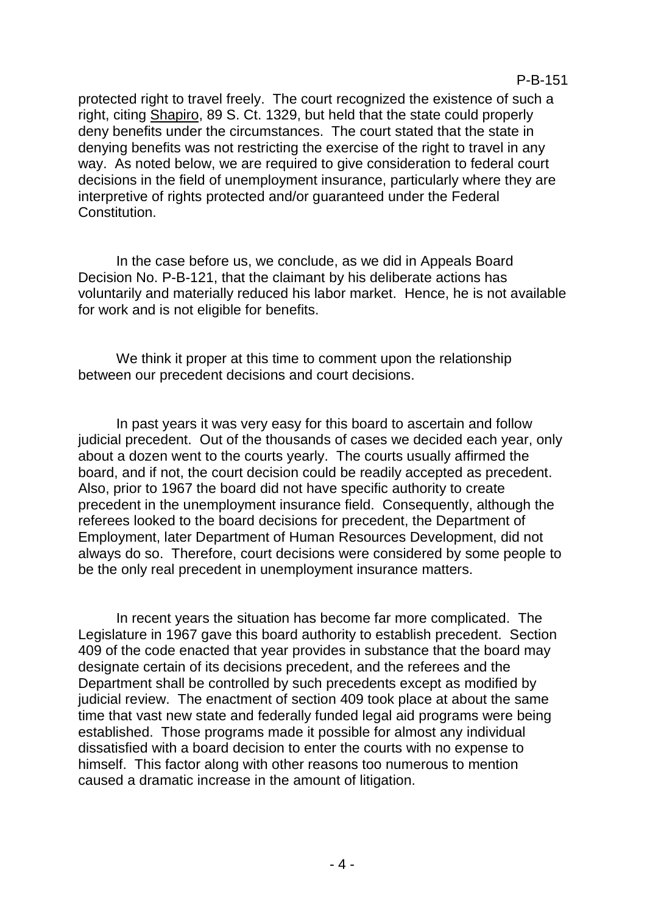protected right to travel freely. The court recognized the existence of such a right, citing Shapiro, 89 S. Ct. 1329, but held that the state could properly deny benefits under the circumstances. The court stated that the state in denying benefits was not restricting the exercise of the right to travel in any way. As noted below, we are required to give consideration to federal court decisions in the field of unemployment insurance, particularly where they are interpretive of rights protected and/or guaranteed under the Federal Constitution.

In the case before us, we conclude, as we did in Appeals Board Decision No. P-B-121, that the claimant by his deliberate actions has voluntarily and materially reduced his labor market. Hence, he is not available for work and is not eligible for benefits.

We think it proper at this time to comment upon the relationship between our precedent decisions and court decisions.

In past years it was very easy for this board to ascertain and follow judicial precedent. Out of the thousands of cases we decided each year, only about a dozen went to the courts yearly. The courts usually affirmed the board, and if not, the court decision could be readily accepted as precedent. Also, prior to 1967 the board did not have specific authority to create precedent in the unemployment insurance field. Consequently, although the referees looked to the board decisions for precedent, the Department of Employment, later Department of Human Resources Development, did not always do so. Therefore, court decisions were considered by some people to be the only real precedent in unemployment insurance matters.

In recent years the situation has become far more complicated. The Legislature in 1967 gave this board authority to establish precedent. Section 409 of the code enacted that year provides in substance that the board may designate certain of its decisions precedent, and the referees and the Department shall be controlled by such precedents except as modified by judicial review. The enactment of section 409 took place at about the same time that vast new state and federally funded legal aid programs were being established. Those programs made it possible for almost any individual dissatisfied with a board decision to enter the courts with no expense to himself. This factor along with other reasons too numerous to mention caused a dramatic increase in the amount of litigation.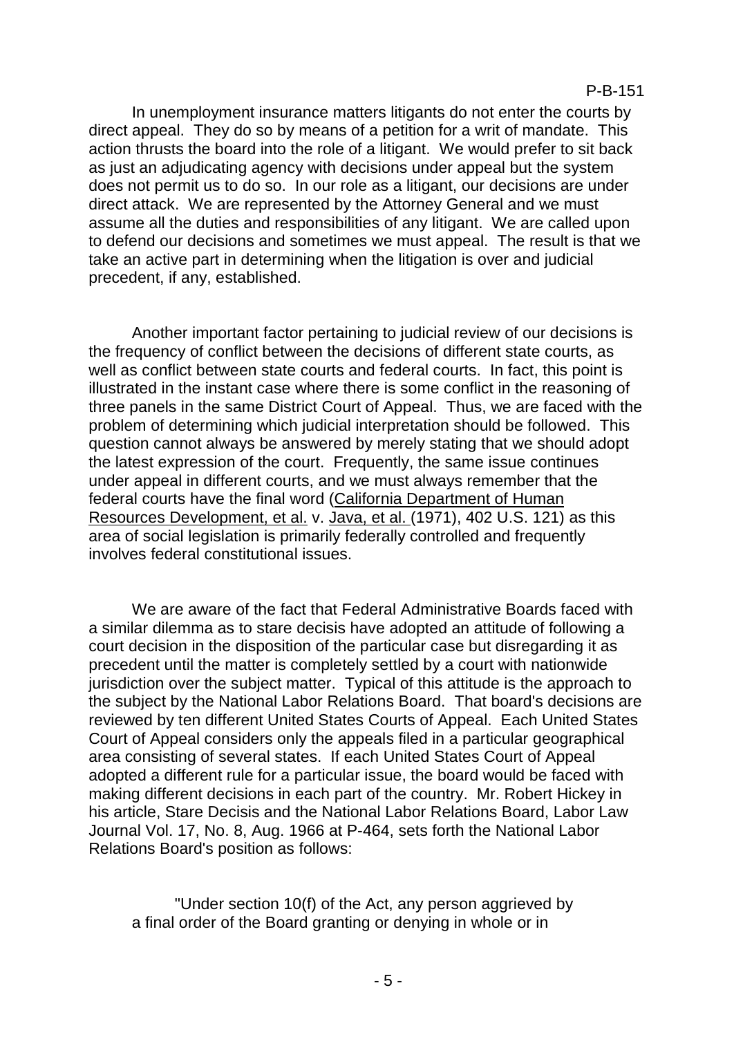In unemployment insurance matters litigants do not enter the courts by direct appeal. They do so by means of a petition for a writ of mandate. This action thrusts the board into the role of a litigant. We would prefer to sit back as just an adjudicating agency with decisions under appeal but the system does not permit us to do so. In our role as a litigant, our decisions are under direct attack. We are represented by the Attorney General and we must assume all the duties and responsibilities of any litigant. We are called upon to defend our decisions and sometimes we must appeal. The result is that we take an active part in determining when the litigation is over and judicial precedent, if any, established.

Another important factor pertaining to judicial review of our decisions is the frequency of conflict between the decisions of different state courts, as well as conflict between state courts and federal courts. In fact, this point is illustrated in the instant case where there is some conflict in the reasoning of three panels in the same District Court of Appeal. Thus, we are faced with the problem of determining which judicial interpretation should be followed. This question cannot always be answered by merely stating that we should adopt the latest expression of the court. Frequently, the same issue continues under appeal in different courts, and we must always remember that the federal courts have the final word (California Department of Human Resources Development, et al. v. Java, et al. (1971), 402 U.S. 121) as this area of social legislation is primarily federally controlled and frequently involves federal constitutional issues.

We are aware of the fact that Federal Administrative Boards faced with a similar dilemma as to stare decisis have adopted an attitude of following a court decision in the disposition of the particular case but disregarding it as precedent until the matter is completely settled by a court with nationwide jurisdiction over the subject matter. Typical of this attitude is the approach to the subject by the National Labor Relations Board. That board's decisions are reviewed by ten different United States Courts of Appeal. Each United States Court of Appeal considers only the appeals filed in a particular geographical area consisting of several states. If each United States Court of Appeal adopted a different rule for a particular issue, the board would be faced with making different decisions in each part of the country. Mr. Robert Hickey in his article, Stare Decisis and the National Labor Relations Board, Labor Law Journal Vol. 17, No. 8, Aug. 1966 at P-464, sets forth the National Labor Relations Board's position as follows:

> "Under section 10(f) of the Act, any person aggrieved by a final order of the Board granting or denying in whole or in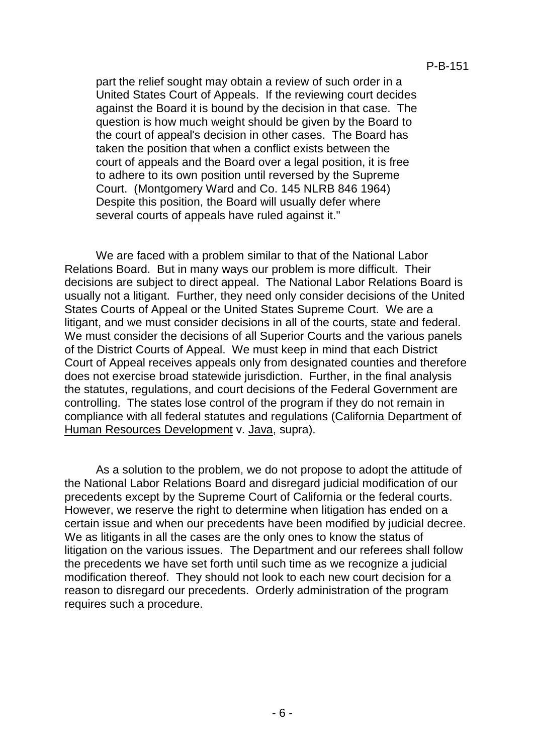part the relief sought may obtain a review of such order in a United States Court of Appeals. If the reviewing court decides against the Board it is bound by the decision in that case. The question is how much weight should be given by the Board to the court of appeal's decision in other cases. The Board has taken the position that when a conflict exists between the court of appeals and the Board over a legal position, it is free to adhere to its own position until reversed by the Supreme Court. (Montgomery Ward and Co. 145 NLRB 846 1964) Despite this position, the Board will usually defer where several courts of appeals have ruled against it."

We are faced with a problem similar to that of the National Labor Relations Board. But in many ways our problem is more difficult. Their decisions are subject to direct appeal. The National Labor Relations Board is usually not a litigant. Further, they need only consider decisions of the United States Courts of Appeal or the United States Supreme Court. We are a litigant, and we must consider decisions in all of the courts, state and federal. We must consider the decisions of all Superior Courts and the various panels of the District Courts of Appeal. We must keep in mind that each District Court of Appeal receives appeals only from designated counties and therefore does not exercise broad statewide jurisdiction. Further, in the final analysis the statutes, regulations, and court decisions of the Federal Government are controlling. The states lose control of the program if they do not remain in compliance with all federal statutes and regulations (California Department of Human Resources Development v. Java, supra).

As a solution to the problem, we do not propose to adopt the attitude of the National Labor Relations Board and disregard judicial modification of our precedents except by the Supreme Court of California or the federal courts. However, we reserve the right to determine when litigation has ended on a certain issue and when our precedents have been modified by judicial decree. We as litigants in all the cases are the only ones to know the status of litigation on the various issues. The Department and our referees shall follow the precedents we have set forth until such time as we recognize a judicial modification thereof. They should not look to each new court decision for a reason to disregard our precedents. Orderly administration of the program requires such a procedure.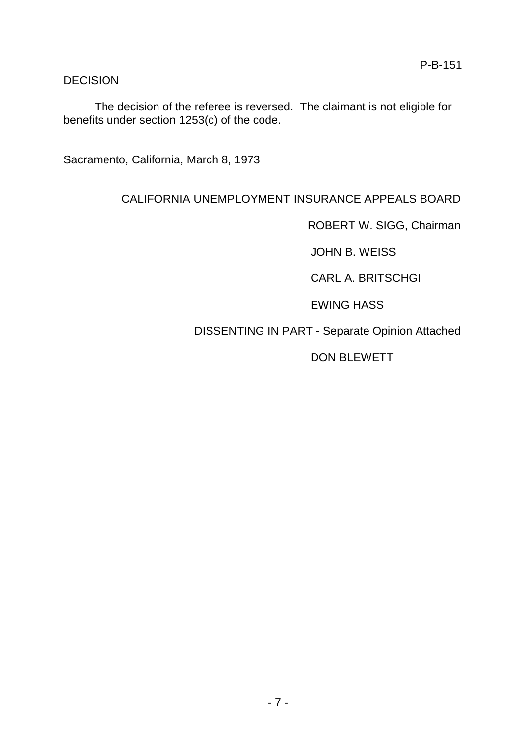## DECISION

The decision of the referee is reversed. The claimant is not eligible for benefits under section 1253(c) of the code.

Sacramento, California, March 8, 1973

CALIFORNIA UNEMPLOYMENT INSURANCE APPEALS BOARD

ROBERT W. SIGG, Chairman

JOHN B. WEISS

CARL A. BRITSCHGI

EWING HASS

DISSENTING IN PART - Separate Opinion Attached

DON BLEWETT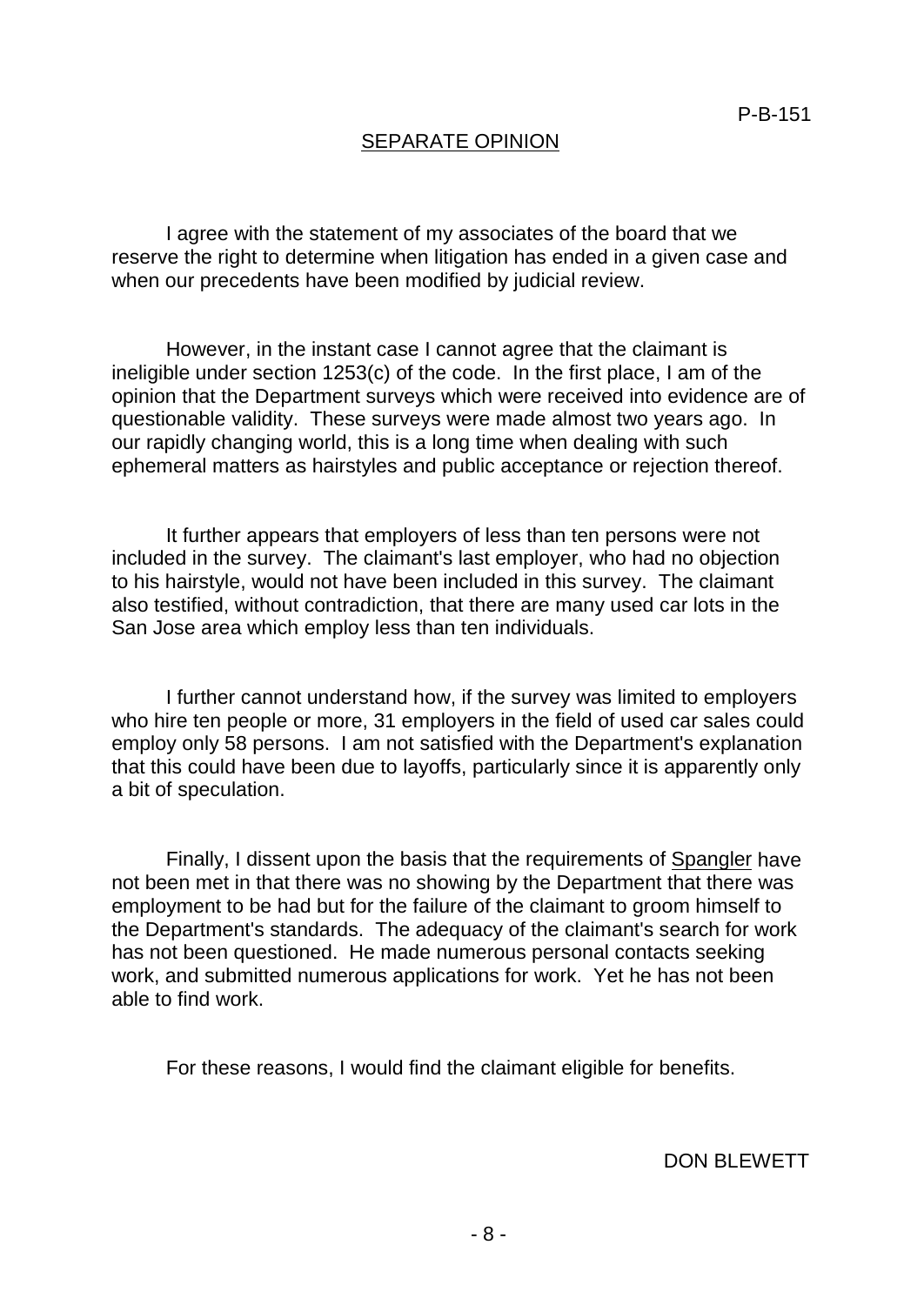P-B-151

## SEPARATE OPINION

I agree with the statement of my associates of the board that we reserve the right to determine when litigation has ended in a given case and when our precedents have been modified by judicial review.

However, in the instant case I cannot agree that the claimant is ineligible under section 1253(c) of the code. In the first place, I am of the opinion that the Department surveys which were received into evidence are of questionable validity. These surveys were made almost two years ago. In our rapidly changing world, this is a long time when dealing with such ephemeral matters as hairstyles and public acceptance or rejection thereof.

It further appears that employers of less than ten persons were not included in the survey. The claimant's last employer, who had no objection to his hairstyle, would not have been included in this survey. The claimant also testified, without contradiction, that there are many used car lots in the San Jose area which employ less than ten individuals.

I further cannot understand how, if the survey was limited to employers who hire ten people or more, 31 employers in the field of used car sales could employ only 58 persons. I am not satisfied with the Department's explanation that this could have been due to layoffs, particularly since it is apparently only a bit of speculation.

Finally, I dissent upon the basis that the requirements of Spangler have not been met in that there was no showing by the Department that there was employment to be had but for the failure of the claimant to groom himself to the Department's standards. The adequacy of the claimant's search for work has not been questioned. He made numerous personal contacts seeking work, and submitted numerous applications for work. Yet he has not been able to find work.

For these reasons, I would find the claimant eligible for benefits.

DON BLEWETT